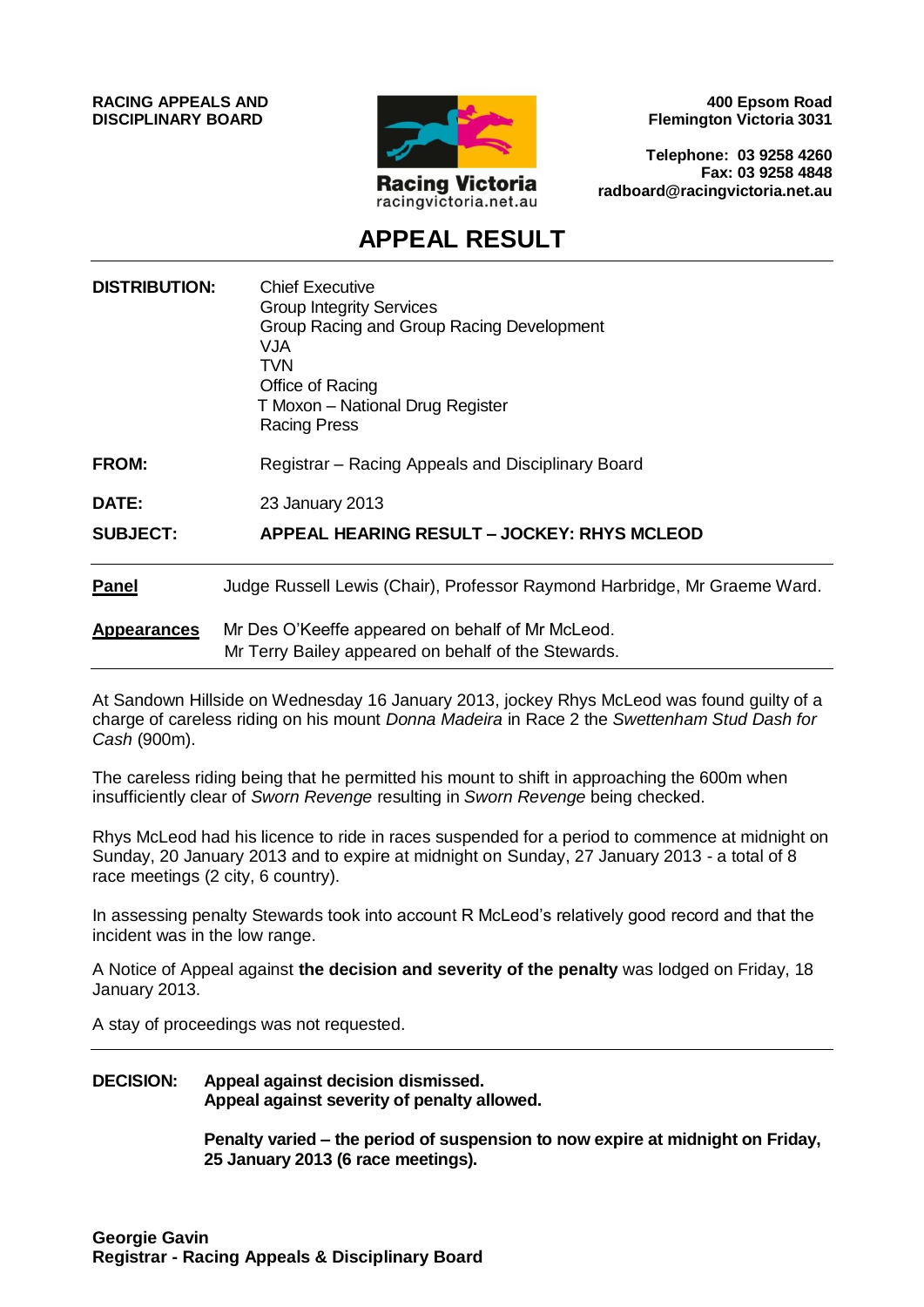**RACING APPEALS AND DISCIPLINARY BOARD**

Racing Victoria
racingvictoria.net.au

**400 Epsom Road**
**Flemington Victoria 3031**

**Telephone: 03 9258 4260**
**Fax: 03 9258 4848**
**radboard@racingvictoria.net.au**

# APPEAL RESULT

| | |
|---|---|
| **DISTRIBUTION:** | Chief Executive<br>Group Integrity Services<br>Group Racing and Group Racing Development<br>VJA<br>TVN<br>Office of Racing<br>T Moxon – National Drug Register<br>Racing Press |
| **FROM:** | Registrar – Racing Appeals and Disciplinary Board |
| **DATE:** | 23 January 2013 |
| **SUBJECT:** | **APPEAL HEARING RESULT – JOCKEY: RHYS MCLEOD** |

**Panel** Judge Russell Lewis (Chair), Professor Raymond Harbridge, Mr Graeme Ward.

**Appearances** Mr Des O'Keeffe appeared on behalf of Mr McLeod.
Mr Terry Bailey appeared on behalf of the Stewards.

At Sandown Hillside on Wednesday 16 January 2013, jockey Rhys McLeod was found guilty of a charge of careless riding on his mount *Donna Madeira* in Race 2 the *Swettenham Stud Dash for Cash* (900m).

The careless riding being that he permitted his mount to shift in approaching the 600m when insufficiently clear of *Sworn Revenge* resulting in *Sworn Revenge* being checked.

Rhys McLeod had his licence to ride in races suspended for a period to commence at midnight on Sunday, 20 January 2013 and to expire at midnight on Sunday, 27 January 2013 - a total of 8 race meetings (2 city, 6 country).

In assessing penalty Stewards took into account R McLeod's relatively good record and that the incident was in the low range.

A Notice of Appeal against **the decision and severity of the penalty** was lodged on Friday, 18 January 2013.

A stay of proceedings was not requested.

**DECISION:** **Appeal against decision dismissed.**
**Appeal against severity of penalty allowed.**

**Penalty varied – the period of suspension to now expire at midnight on Friday, 25 January 2013 (6 race meetings).**

**Georgie Gavin**
**Registrar - Racing Appeals & Disciplinary Board**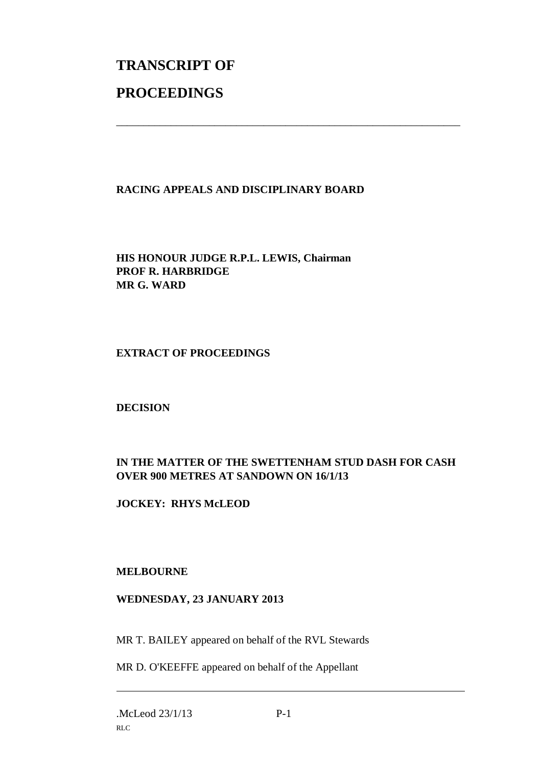# TRANSCRIPT OF PROCEEDINGS

---

**RACING APPEALS AND DISCIPLINARY BOARD**

**HIS HONOUR JUDGE R.P.L. LEWIS, Chairman**
**PROF R. HARBRIDGE**
**MR G. WARD**

**EXTRACT OF PROCEEDINGS**

**DECISION**

**IN THE MATTER OF THE SWETTENHAM STUD DASH FOR CASH OVER 900 METRES AT SANDOWN ON 16/1/13**

**JOCKEY: RHYS McLEOD**

**MELBOURNE**

**WEDNESDAY, 23 JANUARY 2013**

MR T. BAILEY appeared on behalf of the RVL Stewards

MR D. O'KEEFFE appeared on behalf of the Appellant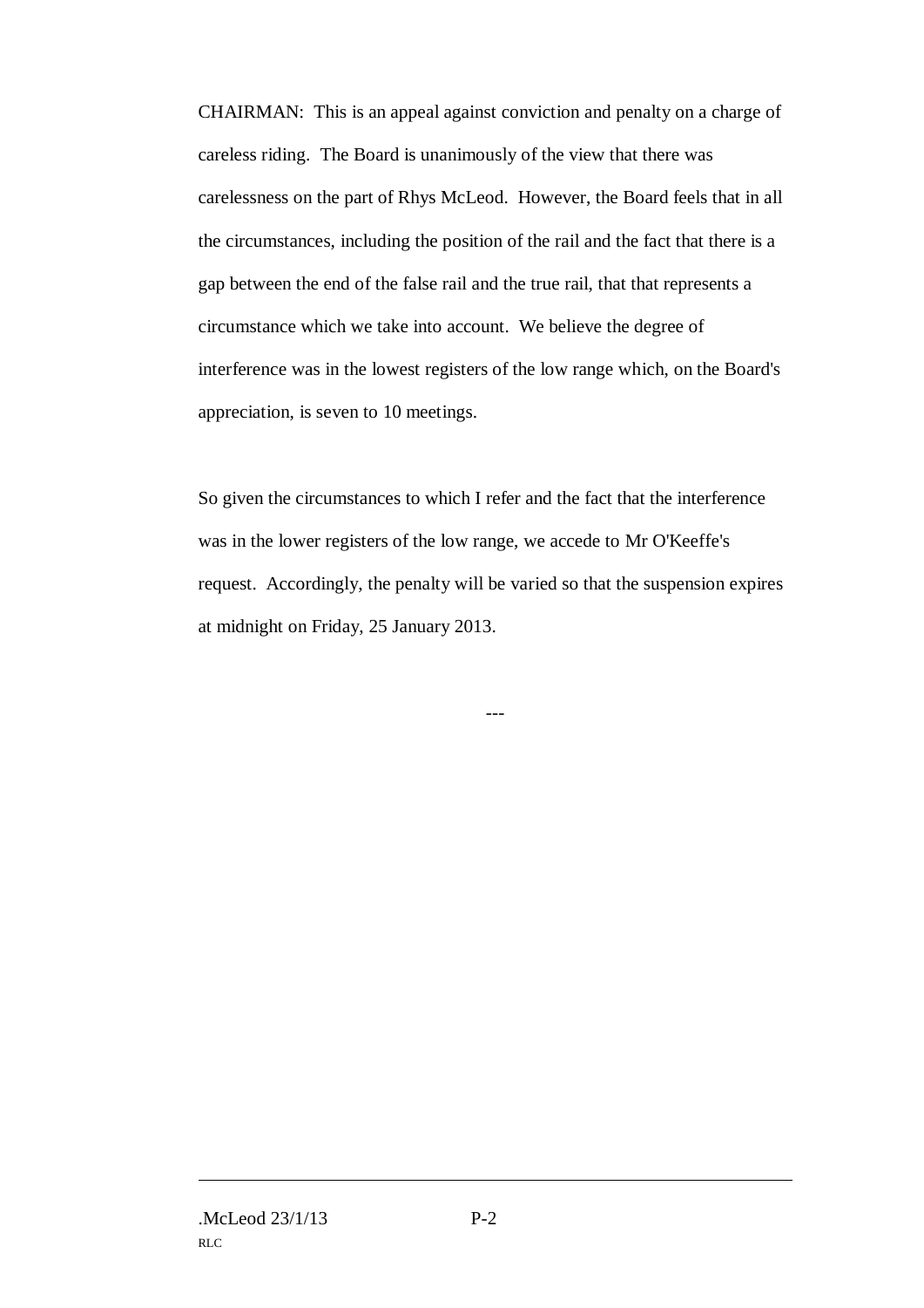CHAIRMAN: This is an appeal against conviction and penalty on a charge of careless riding. The Board is unanimously of the view that there was carelessness on the part of Rhys McLeod. However, the Board feels that in all the circumstances, including the position of the rail and the fact that there is a gap between the end of the false rail and the true rail, that that represents a circumstance which we take into account. We believe the degree of interference was in the lowest registers of the low range which, on the Board's appreciation, is seven to 10 meetings.

So given the circumstances to which I refer and the fact that the interference was in the lower registers of the low range, we accede to Mr O'Keeffe's request. Accordingly, the penalty will be varied so that the suspension expires at midnight on Friday, 25 January 2013.

---